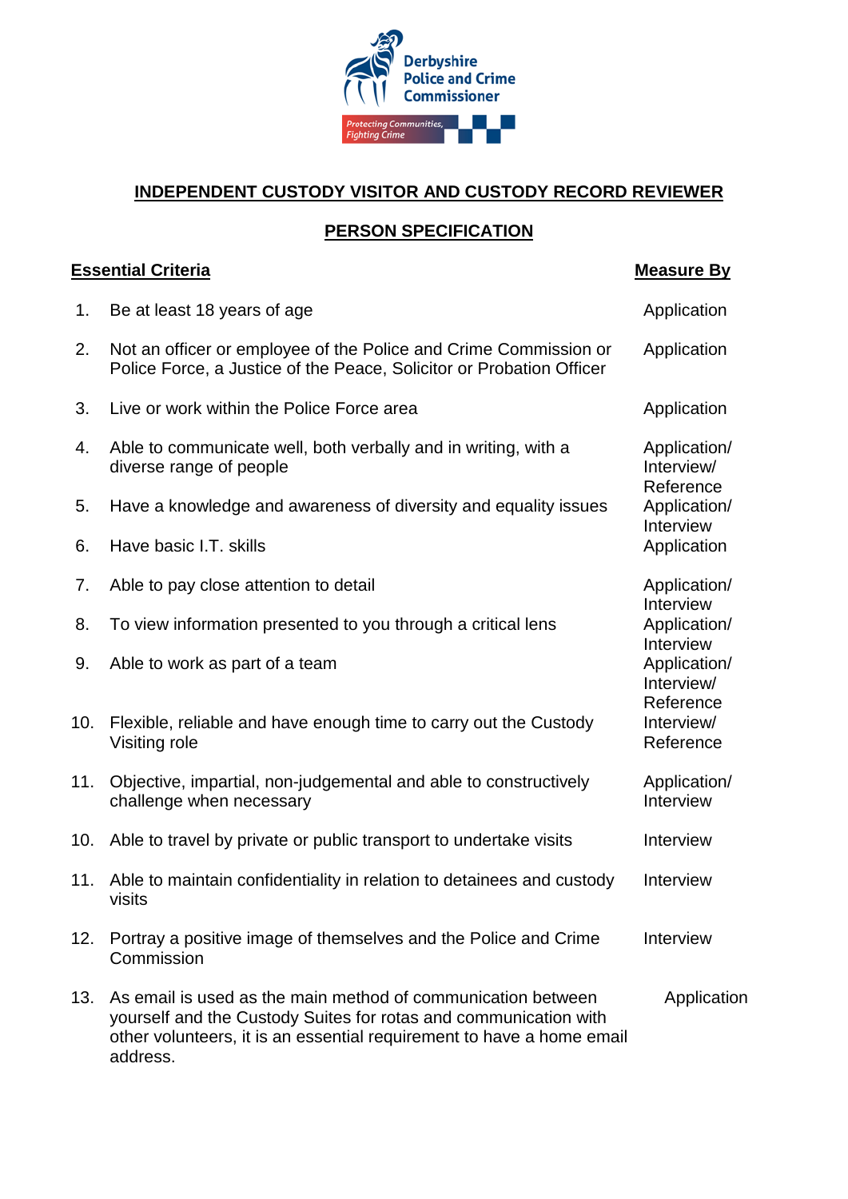Derbyshire Police and Crime Commissioner

*Protecting Communities, Fighting Crime*

## INDEPENDENT CUSTODY VISITOR AND CUSTODY RECORD REVIEWER

## PERSON SPECIFICATION

| | Essential Criteria | Measure By |
|---|---|---|
| 1. | Be at least 18 years of age | Application |
| 2. | Not an officer or employee of the Police and Crime Commission or Police Force, a Justice of the Peace, Solicitor or Probation Officer | Application |
| 3. | Live or work within the Police Force area | Application |
| 4. | Able to communicate well, both verbally and in writing, with a diverse range of people | Application/ Interview/ Reference |
| 5. | Have a knowledge and awareness of diversity and equality issues | Application/ Interview |
| 6. | Have basic I.T. skills | Application |
| 7. | Able to pay close attention to detail | Application/ Interview |
| 8. | To view information presented to you through a critical lens | Application/ Interview |
| 9. | Able to work as part of a team | Application/ Interview/ Reference |
| 10. | Flexible, reliable and have enough time to carry out the Custody Visiting role | Interview/ Reference |
| 11. | Objective, impartial, non-judgemental and able to constructively challenge when necessary | Application/ Interview |
| 10. | Able to travel by private or public transport to undertake visits | Interview |
| 11. | Able to maintain confidentiality in relation to detainees and custody visits | Interview |
| 12. | Portray a positive image of themselves and the Police and Crime Commission | Interview |
| 13. | As email is used as the main method of communication between yourself and the Custody Suites for rotas and communication with other volunteers, it is an essential requirement to have a home email address. | Application |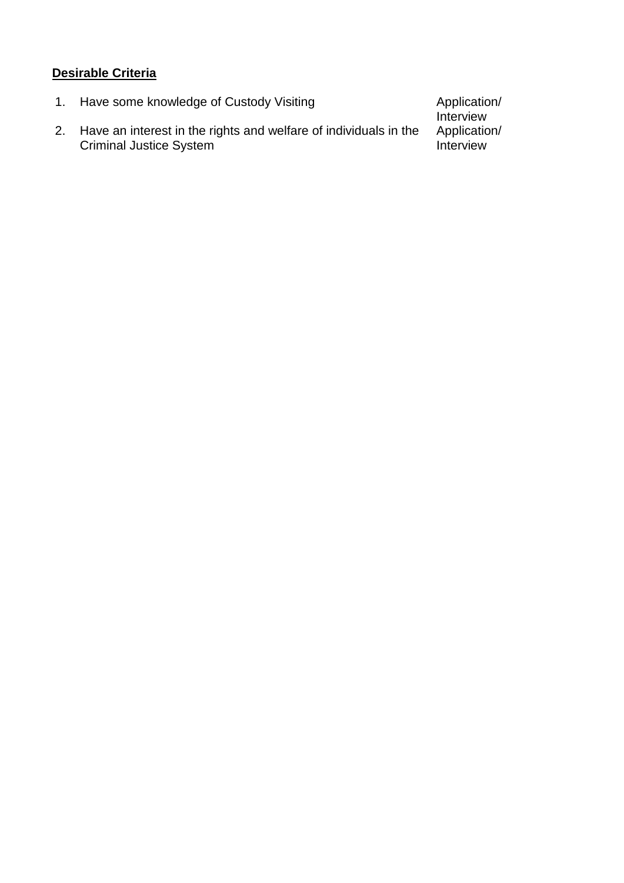**Desirable Criteria**

| | | |
|---|---|---|
| 1. | Have some knowledge of Custody Visiting | Application/ Interview |
| 2. | Have an interest in the rights and welfare of individuals in the Criminal Justice System | Application/ Interview |